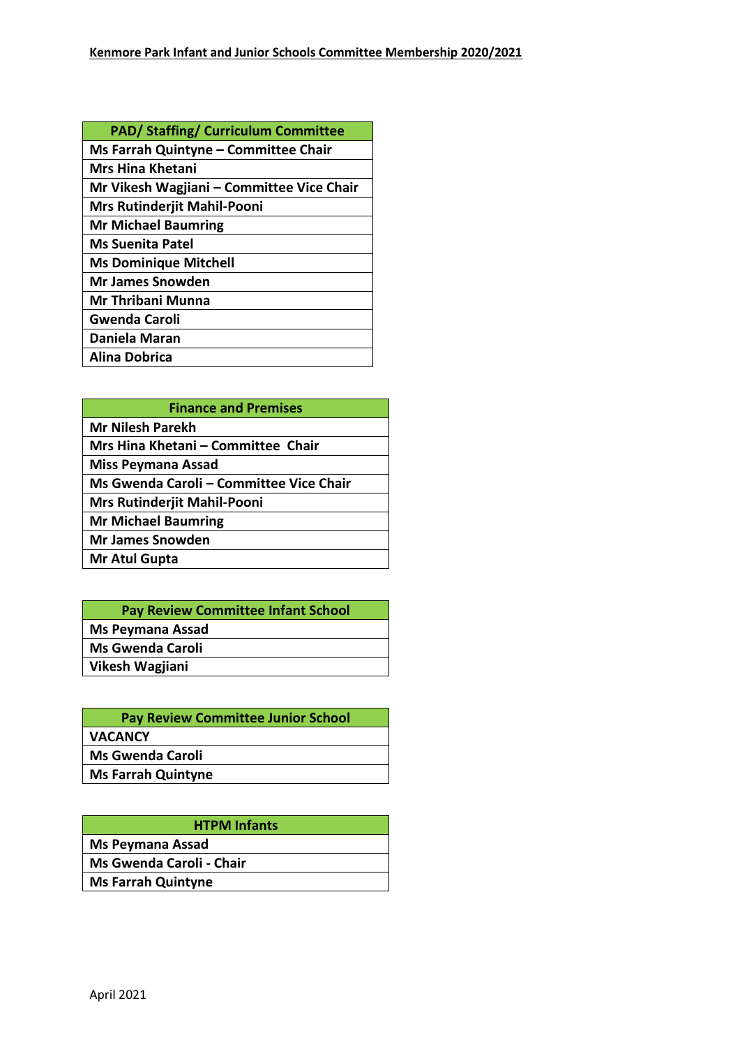## Kenmore Park Infant and Junior Schools Committee Membership 2020/2021

| PAD/ Staffing/ Curriculum Committee |
| --- |
| Ms Farrah Quintyne – Committee Chair |
| Mrs Hina Khetani |
| Mr Vikesh Wagjiani – Committee Vice Chair |
| Mrs Rutinderjit Mahil-Pooni |
| Mr Michael Baumring |
| Ms Suenita Patel |
| Ms Dominique Mitchell |
| Mr James Snowden |
| Mr Thribani Munna |
| Gwenda Caroli |
| Daniela Maran |
| Alina Dobrica |

| Finance and Premises |
| --- |
| Mr Nilesh Parekh |
| Mrs Hina Khetani – Committee Chair |
| Miss Peymana Assad |
| Ms Gwenda Caroli – Committee Vice Chair |
| Mrs Rutinderjit Mahil-Pooni |
| Mr Michael Baumring |
| Mr James Snowden |
| Mr Atul Gupta |

| Pay Review Committee Infant School |
| --- |
| Ms Peymana Assad |
| Ms Gwenda Caroli |
| Vikesh Wagjiani |

| Pay Review Committee Junior School |
| --- |
| VACANCY |
| Ms Gwenda Caroli |
| Ms Farrah Quintyne |

| HTPM Infants |
| --- |
| Ms Peymana Assad |
| Ms Gwenda Caroli - Chair |
| Ms Farrah Quintyne |

April 2021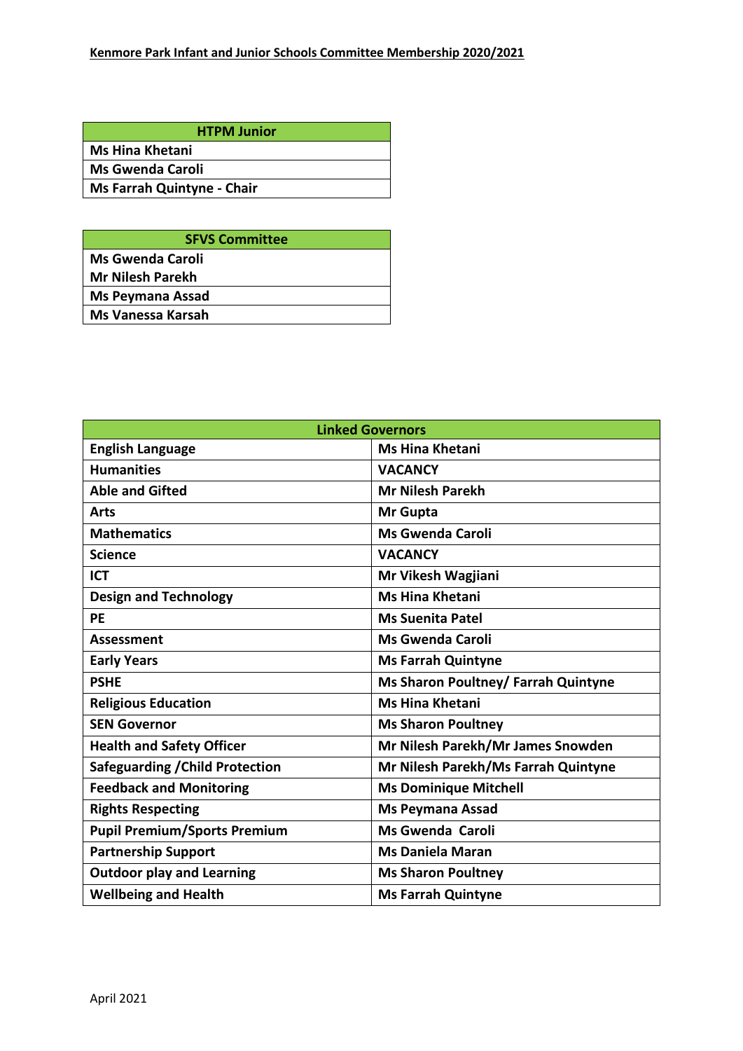**Kenmore Park Infant and Junior Schools Committee Membership 2020/2021**

| HTPM Junior |
| --- |
| Ms Hina Khetani |
| Ms Gwenda Caroli |
| Ms Farrah Quintyne - Chair |

| SFVS Committee |
| --- |
| Ms Gwenda Caroli<br>Mr Nilesh Parekh |
| Ms Peymana Assad |
| Ms Vanessa Karsah |

| Linked Governors | |
| --- | --- |
| English Language | Ms Hina Khetani |
| Humanities | VACANCY |
| Able and Gifted | Mr Nilesh Parekh |
| Arts | Mr Gupta |
| Mathematics | Ms Gwenda Caroli |
| Science | VACANCY |
| ICT | Mr Vikesh Wagjiani |
| Design and Technology | Ms Hina Khetani |
| PE | Ms Suenita Patel |
| Assessment | Ms Gwenda Caroli |
| Early Years | Ms Farrah Quintyne |
| PSHE | Ms Sharon Poultney/ Farrah Quintyne |
| Religious Education | Ms Hina Khetani |
| SEN Governor | Ms Sharon Poultney |
| Health and Safety Officer | Mr Nilesh Parekh/Mr James Snowden |
| Safeguarding /Child Protection | Mr Nilesh Parekh/Ms Farrah Quintyne |
| Feedback and Monitoring | Ms Dominique Mitchell |
| Rights Respecting | Ms Peymana Assad |
| Pupil Premium/Sports Premium | Ms Gwenda Caroli |
| Partnership Support | Ms Daniela Maran |
| Outdoor play and Learning | Ms Sharon Poultney |
| Wellbeing and Health | Ms Farrah Quintyne |

April 2021